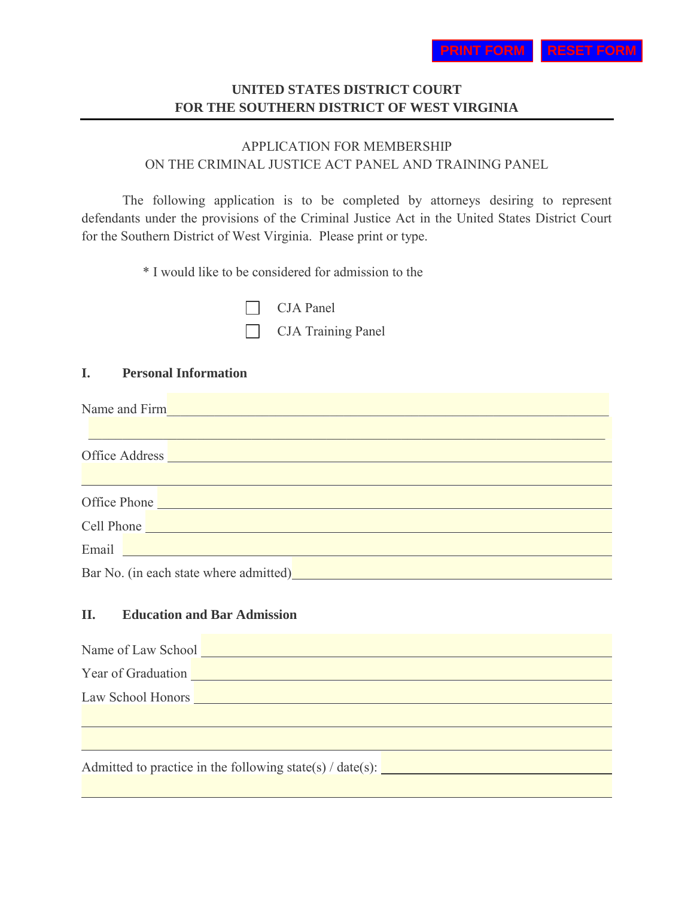PRINT FORM RESET FORM

**UNITED STATES DISTRICT COURT**
**FOR THE SOUTHERN DISTRICT OF WEST VIRGINIA**

---

APPLICATION FOR MEMBERSHIP
ON THE CRIMINAL JUSTICE ACT PANEL AND TRAINING PANEL

The following application is to be completed by attorneys desiring to represent defendants under the provisions of the Criminal Justice Act in the United States District Court for the Southern District of West Virginia. Please print or type.

* I would like to be considered for admission to the

- ☐ CJA Panel
- ☐ CJA Training Panel

## I. Personal Information

Name and Firm ______________________________________________

______________________________________________

Office Address ______________________________________________

______________________________________________

Office Phone ______________________________________________

Cell Phone ______________________________________________

Email ______________________________________________

Bar No. (in each state where admitted) ______________________________________________

## II. Education and Bar Admission

Name of Law School ______________________________________________

Year of Graduation ______________________________________________

Law School Honors ______________________________________________

______________________________________________

______________________________________________

Admitted to practice in the following state(s) / date(s): ______________________________________________

______________________________________________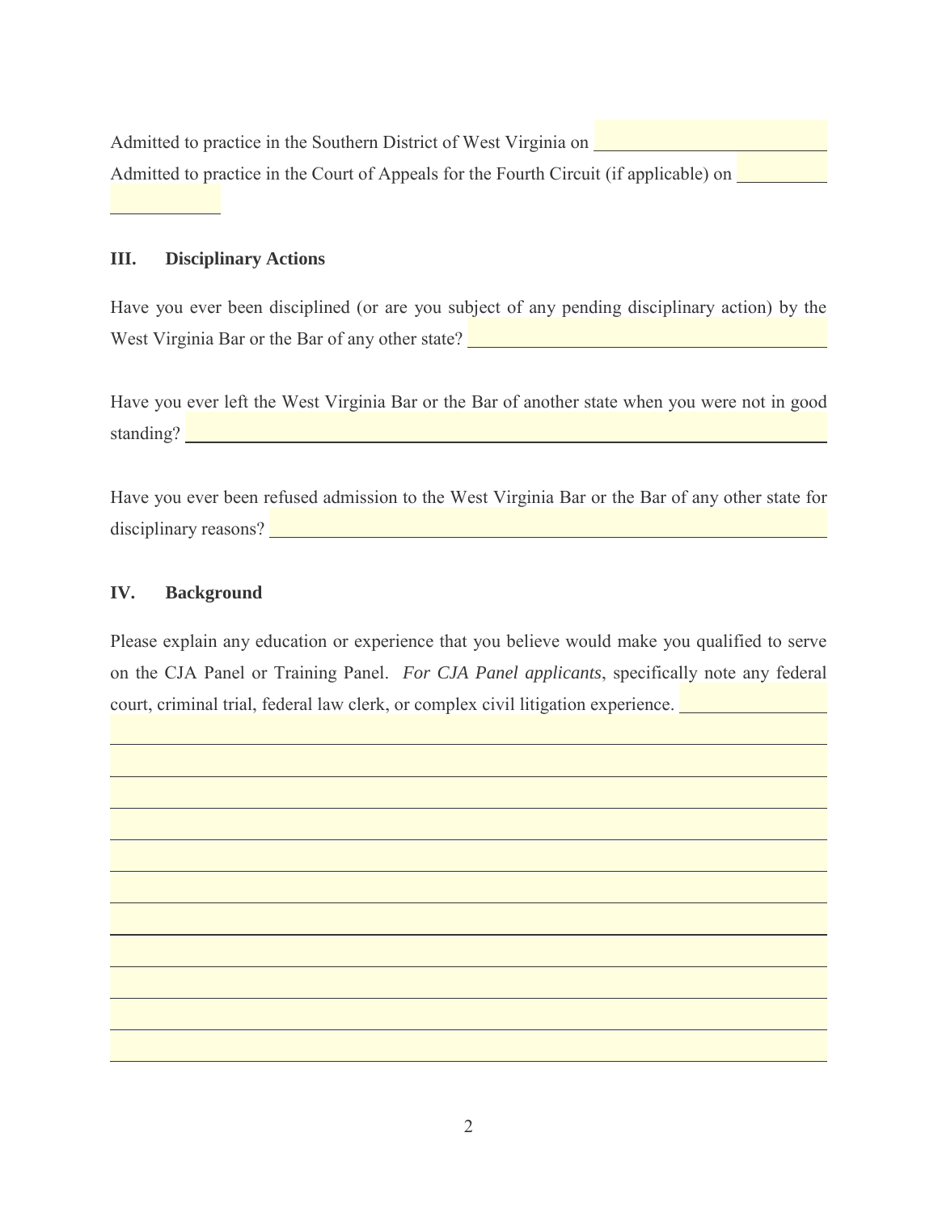Admitted to practice in the Southern District of West Virginia on ____________________

Admitted to practice in the Court of Appeals for the Fourth Circuit (if applicable) on ____________________

## III. Disciplinary Actions

Have you ever been disciplined (or are you subject of any pending disciplinary action) by the West Virginia Bar or the Bar of any other state? ____________________

Have you ever left the West Virginia Bar or the Bar of another state when you were not in good standing? ____________________

Have you ever been refused admission to the West Virginia Bar or the Bar of any other state for disciplinary reasons? ____________________

## IV. Background

Please explain any education or experience that you believe would make you qualified to serve on the CJA Panel or Training Panel. *For CJA Panel applicants*, specifically note any federal court, criminal trial, federal law clerk, or complex civil litigation experience. ____________________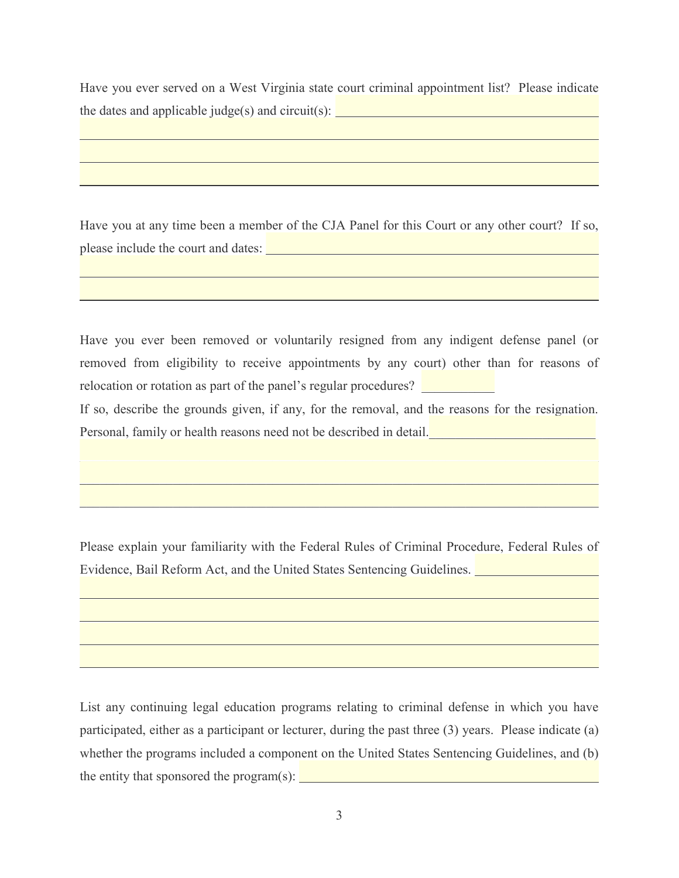Have you ever served on a West Virginia state court criminal appointment list? Please indicate the dates and applicable judge(s) and circuit(s): ______________________________________

______________________________________

______________________________________

______________________________________

Have you at any time been a member of the CJA Panel for this Court or any other court? If so, please include the court and dates: ______________________________________

______________________________________

______________________________________

Have you ever been removed or voluntarily resigned from any indigent defense panel (or removed from eligibility to receive appointments by any court) other than for reasons of relocation or rotation as part of the panel's regular procedures? ___________

If so, describe the grounds given, if any, for the removal, and the reasons for the resignation. Personal, family or health reasons need not be described in detail.__________________________

______________________________________

______________________________________

______________________________________

Please explain your familiarity with the Federal Rules of Criminal Procedure, Federal Rules of Evidence, Bail Reform Act, and the United States Sentencing Guidelines. ___________________

______________________________________

______________________________________

______________________________________

______________________________________

List any continuing legal education programs relating to criminal defense in which you have participated, either as a participant or lecturer, during the past three (3) years. Please indicate (a) whether the programs included a component on the United States Sentencing Guidelines, and (b) the entity that sponsored the program(s): ______________________________________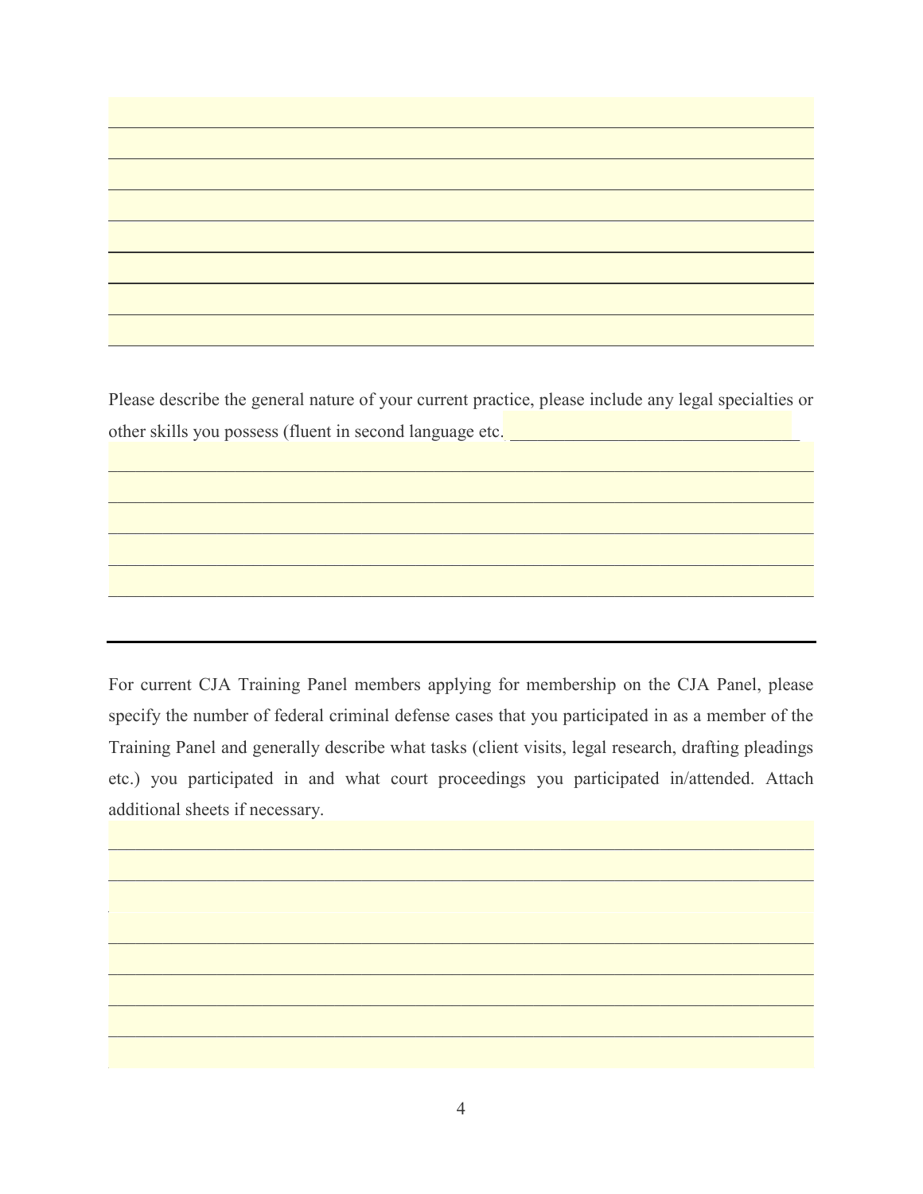Please describe the general nature of your current practice, please include any legal specialties or other skills you possess (fluent in second language etc. ________________________________

---

For current CJA Training Panel members applying for membership on the CJA Panel, please specify the number of federal criminal defense cases that you participated in as a member of the Training Panel and generally describe what tasks (client visits, legal research, drafting pleadings etc.) you participated in and what court proceedings you participated in/attended. Attach additional sheets if necessary.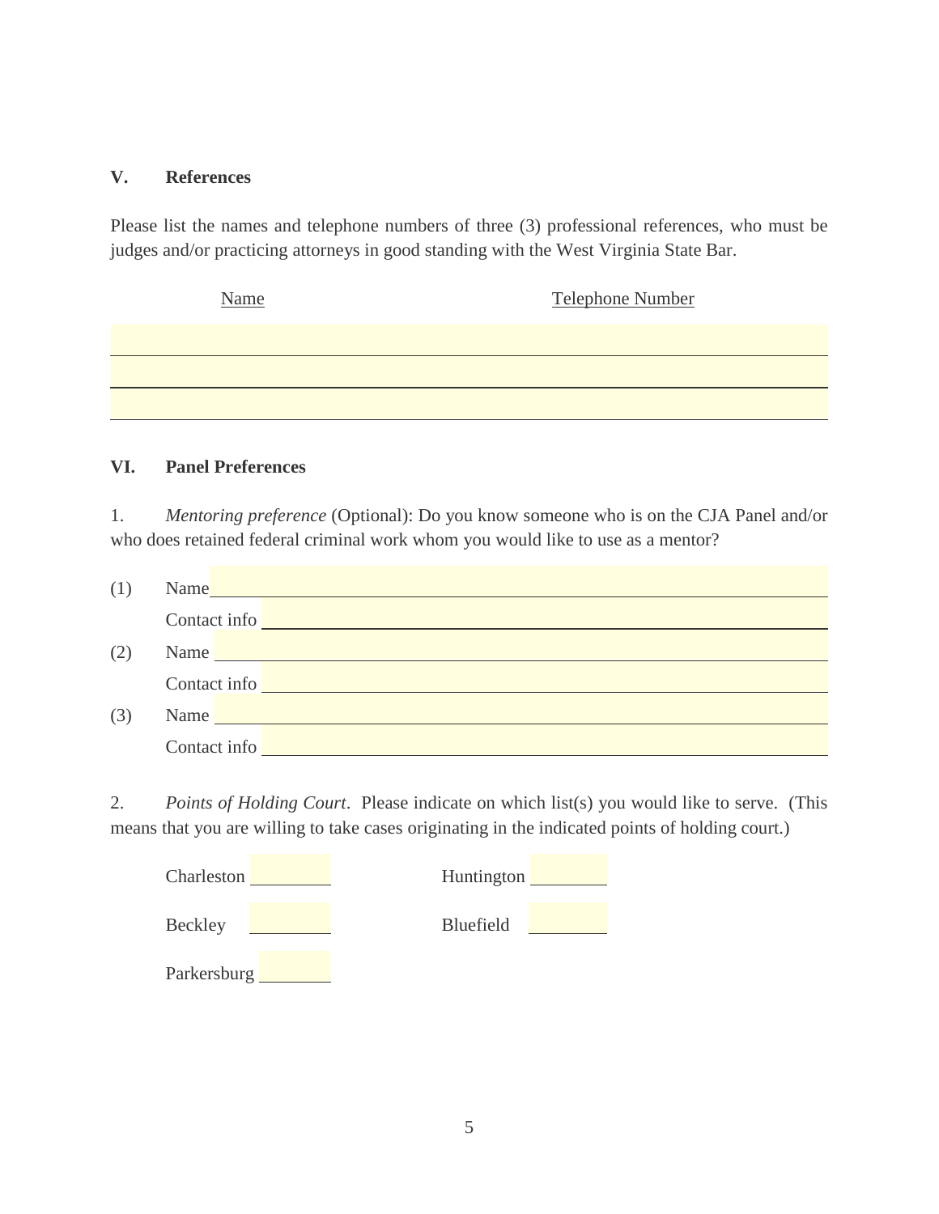## V. References

Please list the names and telephone numbers of three (3) professional references, who must be judges and/or practicing attorneys in good standing with the West Virginia State Bar.

| Name | Telephone Number |
|---|---|
| | |
| | |
| | |

## VI. Panel Preferences

1. *Mentoring preference* (Optional): Do you know someone who is on the CJA Panel and/or who does retained federal criminal work whom you would like to use as a mentor?

(1) Name ______________________________

Contact info ______________________________

(2) Name ______________________________

Contact info ______________________________

(3) Name ______________________________

Contact info ______________________________

2. *Points of Holding Court*. Please indicate on which list(s) you would like to serve. (This means that you are willing to take cases originating in the indicated points of holding court.)

Charleston ________ Huntington ________

Beckley ________ Bluefield ________

Parkersburg ________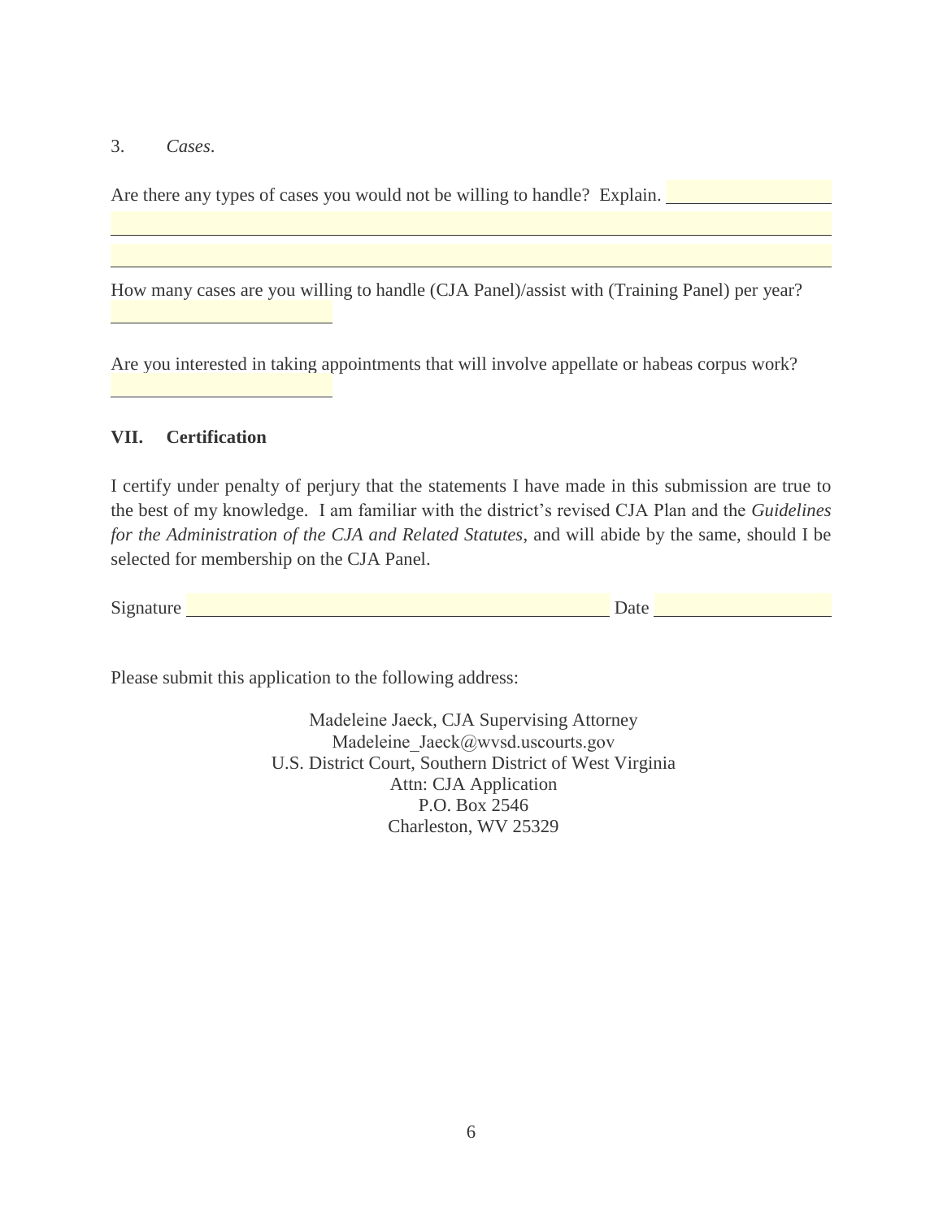3. *Cases*.

Are there any types of cases you would not be willing to handle? Explain. ____________________

______________________________________________________________________________

______________________________________________________________________________

How many cases are you willing to handle (CJA Panel)/assist with (Training Panel) per year?

____________________

Are you interested in taking appointments that will involve appellate or habeas corpus work?

____________________

## VII. Certification

I certify under penalty of perjury that the statements I have made in this submission are true to the best of my knowledge. I am familiar with the district's revised CJA Plan and the *Guidelines for the Administration of the CJA and Related Statutes*, and will abide by the same, should I be selected for membership on the CJA Panel.

Signature ________________________________________ Date ____________________

Please submit this application to the following address:

Madeleine Jaeck, CJA Supervising Attorney
Madeleine_Jaeck@wvsd.uscourts.gov
U.S. District Court, Southern District of West Virginia
Attn: CJA Application
P.O. Box 2546
Charleston, WV 25329